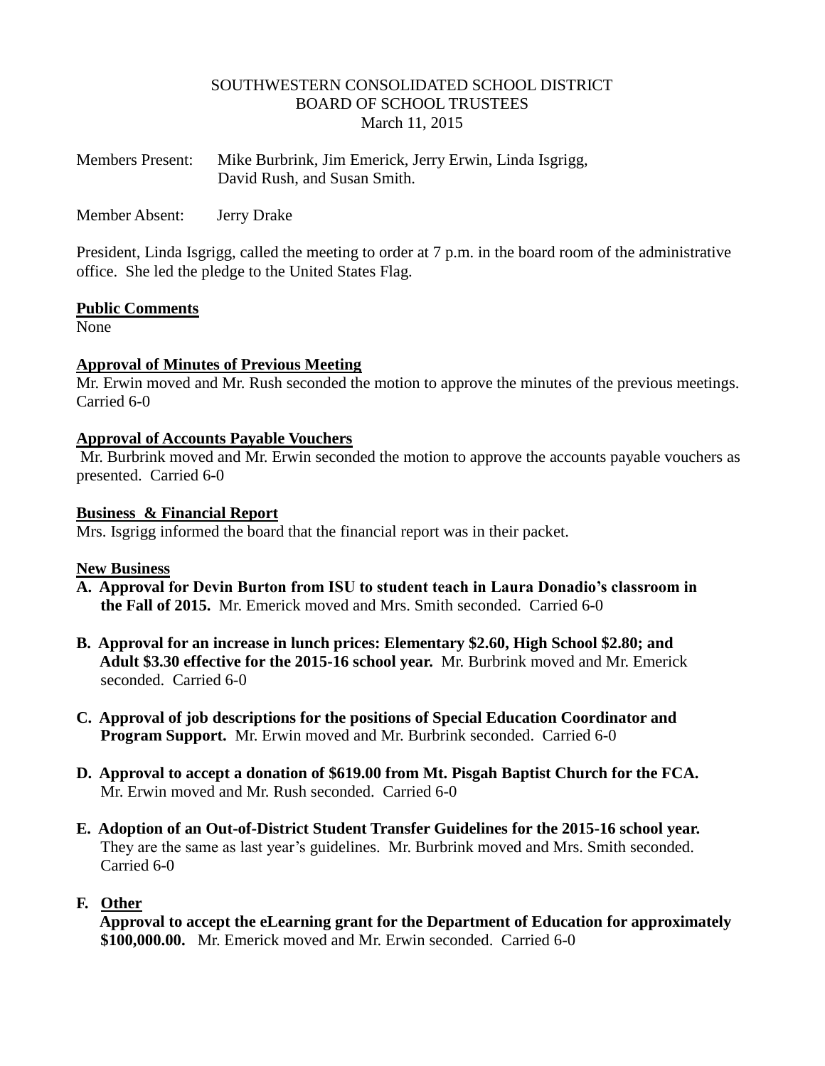SOUTHWESTERN CONSOLIDATED SCHOOL DISTRICT
BOARD OF SCHOOL TRUSTEES
March 11, 2015

Members Present: Mike Burbrink, Jim Emerick, Jerry Erwin, Linda Isgrigg, David Rush, and Susan Smith.

Member Absent: Jerry Drake

President, Linda Isgrigg, called the meeting to order at 7 p.m. in the board room of the administrative office. She led the pledge to the United States Flag.

**Public Comments**

None

**Approval of Minutes of Previous Meeting**

Mr. Erwin moved and Mr. Rush seconded the motion to approve the minutes of the previous meetings. Carried 6-0

**Approval of Accounts Payable Vouchers**

Mr. Burbrink moved and Mr. Erwin seconded the motion to approve the accounts payable vouchers as presented. Carried 6-0

**Business & Financial Report**

Mrs. Isgrigg informed the board that the financial report was in their packet.

**New Business**

**A. Approval for Devin Burton from ISU to student teach in Laura Donadio's classroom in the Fall of 2015.** Mr. Emerick moved and Mrs. Smith seconded. Carried 6-0

**B. Approval for an increase in lunch prices: Elementary $2.60, High School $2.80; and Adult $3.30 effective for the 2015-16 school year.** Mr. Burbrink moved and Mr. Emerick seconded. Carried 6-0

**C. Approval of job descriptions for the positions of Special Education Coordinator and Program Support.** Mr. Erwin moved and Mr. Burbrink seconded. Carried 6-0

**D. Approval to accept a donation of $619.00 from Mt. Pisgah Baptist Church for the FCA.** Mr. Erwin moved and Mr. Rush seconded. Carried 6-0

**E. Adoption of an Out-of-District Student Transfer Guidelines for the 2015-16 school year.** They are the same as last year's guidelines. Mr. Burbrink moved and Mrs. Smith seconded. Carried 6-0

**F. Other**

**Approval to accept the eLearning grant for the Department of Education for approximately $100,000.00.** Mr. Emerick moved and Mr. Erwin seconded. Carried 6-0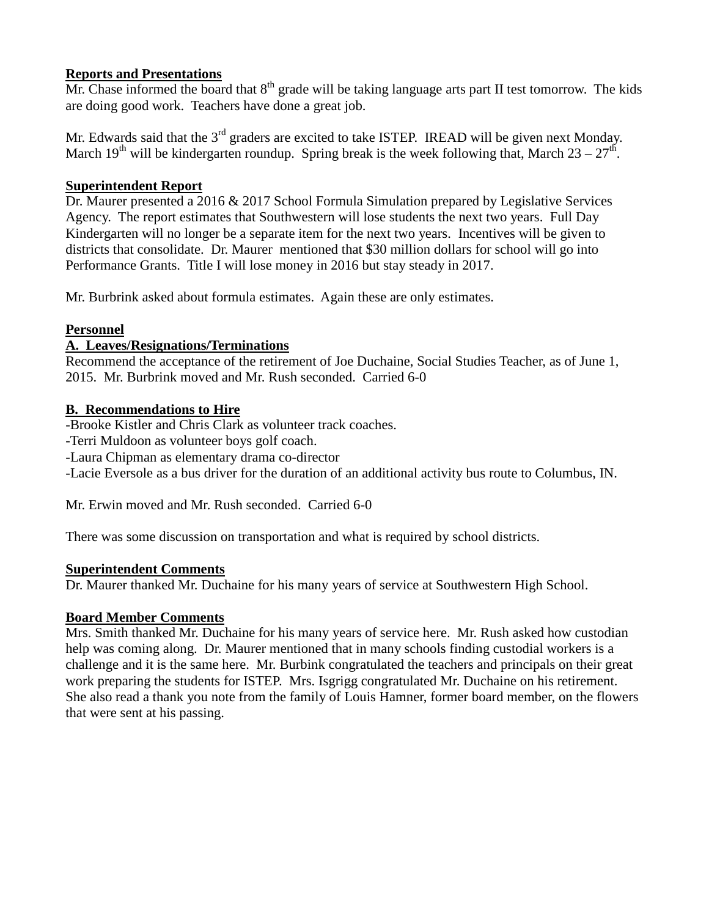**Reports and Presentations**

Mr. Chase informed the board that 8th grade will be taking language arts part II test tomorrow. The kids are doing good work. Teachers have done a great job.

Mr. Edwards said that the 3rd graders are excited to take ISTEP. IREAD will be given next Monday. March 19th will be kindergarten roundup. Spring break is the week following that, March 23 – 27th.

**Superintendent Report**

Dr. Maurer presented a 2016 & 2017 School Formula Simulation prepared by Legislative Services Agency. The report estimates that Southwestern will lose students the next two years. Full Day Kindergarten will no longer be a separate item for the next two years. Incentives will be given to districts that consolidate. Dr. Maurer mentioned that $30 million dollars for school will go into Performance Grants. Title I will lose money in 2016 but stay steady in 2017.

Mr. Burbrink asked about formula estimates. Again these are only estimates.

**Personnel**

**A. Leaves/Resignations/Terminations**

Recommend the acceptance of the retirement of Joe Duchaine, Social Studies Teacher, as of June 1, 2015. Mr. Burbrink moved and Mr. Rush seconded. Carried 6-0

**B. Recommendations to Hire**

-Brooke Kistler and Chris Clark as volunteer track coaches.
-Terri Muldoon as volunteer boys golf coach.
-Laura Chipman as elementary drama co-director
-Lacie Eversole as a bus driver for the duration of an additional activity bus route to Columbus, IN.

Mr. Erwin moved and Mr. Rush seconded. Carried 6-0

There was some discussion on transportation and what is required by school districts.

**Superintendent Comments**

Dr. Maurer thanked Mr. Duchaine for his many years of service at Southwestern High School.

**Board Member Comments**

Mrs. Smith thanked Mr. Duchaine for his many years of service here. Mr. Rush asked how custodian help was coming along. Dr. Maurer mentioned that in many schools finding custodial workers is a challenge and it is the same here. Mr. Burbink congratulated the teachers and principals on their great work preparing the students for ISTEP. Mrs. Isgrigg congratulated Mr. Duchaine on his retirement. She also read a thank you note from the family of Louis Hamner, former board member, on the flowers that were sent at his passing.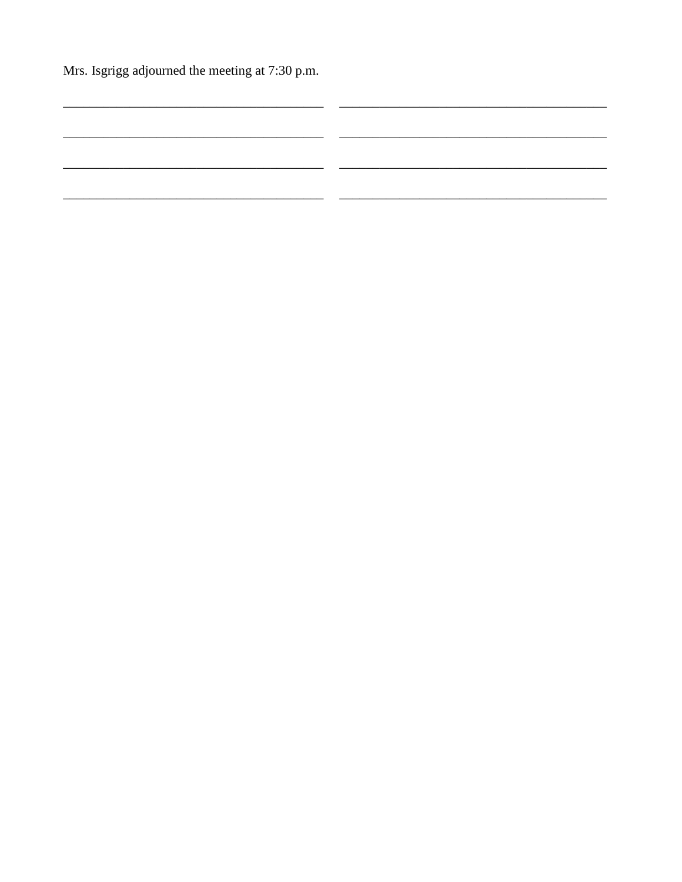Mrs. Isgrigg adjourned the meeting at 7:30 p.m.

| | |
|---|---|
| ________________________________________ | ________________________________________ |
| ________________________________________ | ________________________________________ |
| ________________________________________ | ________________________________________ |
| ________________________________________ | ________________________________________ |